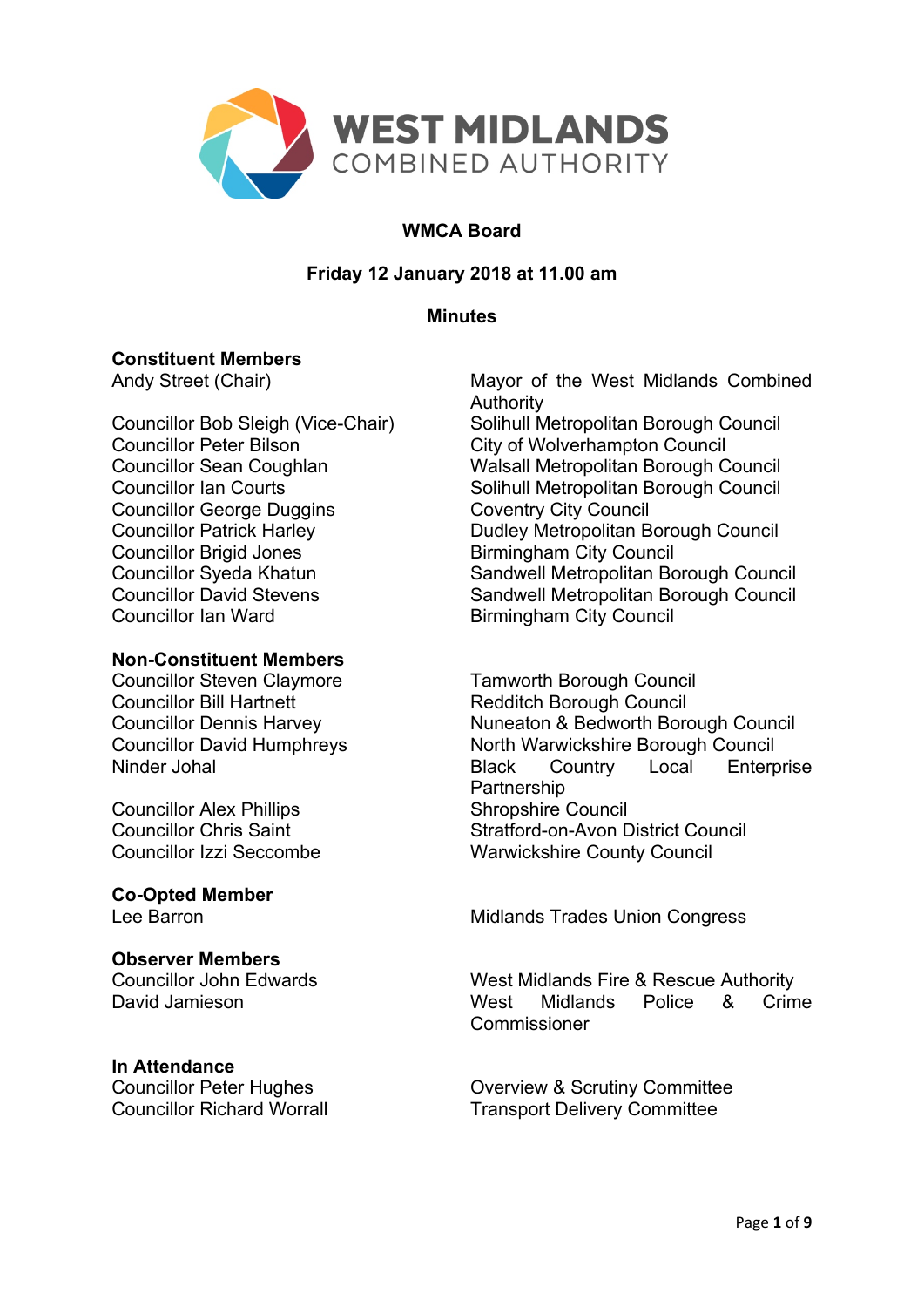WEST MIDLANDS COMBINED AUTHORITY

# WMCA Board

**Friday 12 January 2018 at 11.00 am**

**Minutes**

**Constituent Members**

| | |
|---|---|
| Andy Street (Chair) | Mayor of the West Midlands Combined Authority |
| Councillor Bob Sleigh (Vice-Chair) | Solihull Metropolitan Borough Council |
| Councillor Peter Bilson | City of Wolverhampton Council |
| Councillor Sean Coughlan | Walsall Metropolitan Borough Council |
| Councillor Ian Courts | Solihull Metropolitan Borough Council |
| Councillor George Duggins | Coventry City Council |
| Councillor Patrick Harley | Dudley Metropolitan Borough Council |
| Councillor Brigid Jones | Birmingham City Council |
| Councillor Syeda Khatun | Sandwell Metropolitan Borough Council |
| Councillor David Stevens | Sandwell Metropolitan Borough Council |
| Councillor Ian Ward | Birmingham City Council |

**Non-Constituent Members**

| | |
|---|---|
| Councillor Steven Claymore | Tamworth Borough Council |
| Councillor Bill Hartnett | Redditch Borough Council |
| Councillor Dennis Harvey | Nuneaton & Bedworth Borough Council |
| Councillor David Humphreys | North Warwickshire Borough Council |
| Ninder Johal | Black Country Local Enterprise Partnership |
| Councillor Alex Phillips | Shropshire Council |
| Councillor Chris Saint | Stratford-on-Avon District Council |
| Councillor Izzi Seccombe | Warwickshire County Council |

**Co-Opted Member**

| | |
|---|---|
| Lee Barron | Midlands Trades Union Congress |

**Observer Members**

| | |
|---|---|
| Councillor John Edwards | West Midlands Fire & Rescue Authority |
| David Jamieson | West Midlands Police & Crime Commissioner |

**In Attendance**

| | |
|---|---|
| Councillor Peter Hughes | Overview & Scrutiny Committee |
| Councillor Richard Worrall | Transport Delivery Committee |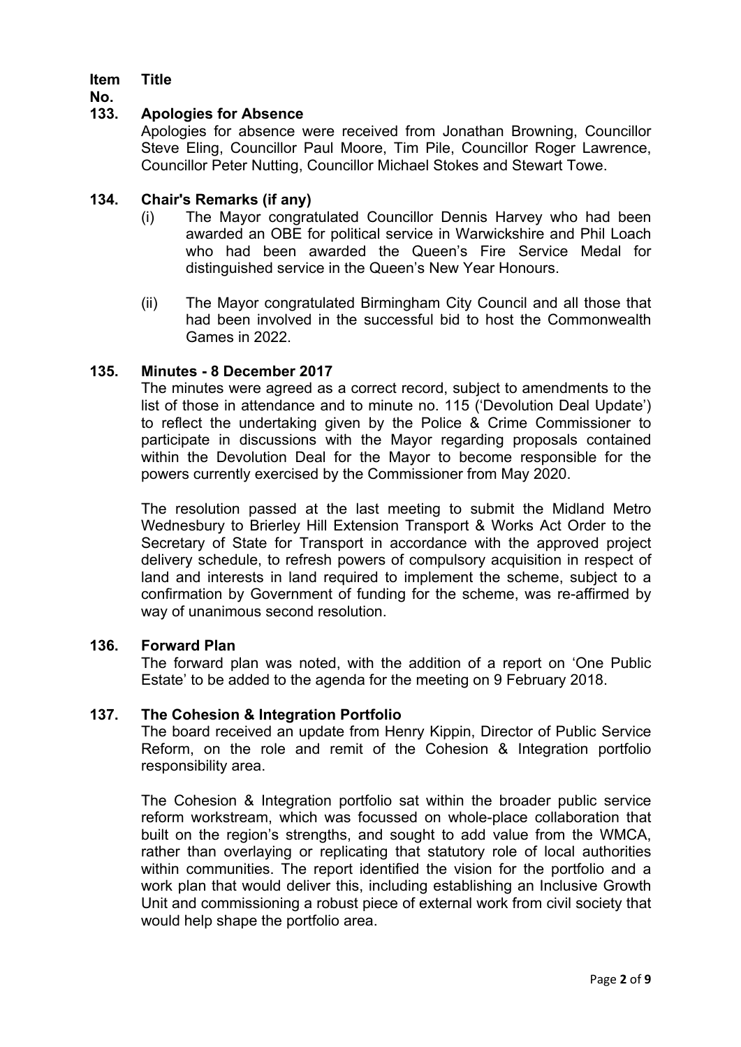**Item No.** **Title**

### 133. Apologies for Absence

Apologies for absence were received from Jonathan Browning, Councillor Steve Eling, Councillor Paul Moore, Tim Pile, Councillor Roger Lawrence, Councillor Peter Nutting, Councillor Michael Stokes and Stewart Towe.

### 134. Chair's Remarks (if any)

(i) The Mayor congratulated Councillor Dennis Harvey who had been awarded an OBE for political service in Warwickshire and Phil Loach who had been awarded the Queen's Fire Service Medal for distinguished service in the Queen's New Year Honours.

(ii) The Mayor congratulated Birmingham City Council and all those that had been involved in the successful bid to host the Commonwealth Games in 2022.

### 135. Minutes - 8 December 2017

The minutes were agreed as a correct record, subject to amendments to the list of those in attendance and to minute no. 115 ('Devolution Deal Update') to reflect the undertaking given by the Police & Crime Commissioner to participate in discussions with the Mayor regarding proposals contained within the Devolution Deal for the Mayor to become responsible for the powers currently exercised by the Commissioner from May 2020.

The resolution passed at the last meeting to submit the Midland Metro Wednesbury to Brierley Hill Extension Transport & Works Act Order to the Secretary of State for Transport in accordance with the approved project delivery schedule, to refresh powers of compulsory acquisition in respect of land and interests in land required to implement the scheme, subject to a confirmation by Government of funding for the scheme, was re-affirmed by way of unanimous second resolution.

### 136. Forward Plan

The forward plan was noted, with the addition of a report on 'One Public Estate' to be added to the agenda for the meeting on 9 February 2018.

### 137. The Cohesion & Integration Portfolio

The board received an update from Henry Kippin, Director of Public Service Reform, on the role and remit of the Cohesion & Integration portfolio responsibility area.

The Cohesion & Integration portfolio sat within the broader public service reform workstream, which was focussed on whole-place collaboration that built on the region's strengths, and sought to add value from the WMCA, rather than overlaying or replicating that statutory role of local authorities within communities. The report identified the vision for the portfolio and a work plan that would deliver this, including establishing an Inclusive Growth Unit and commissioning a robust piece of external work from civil society that would help shape the portfolio area.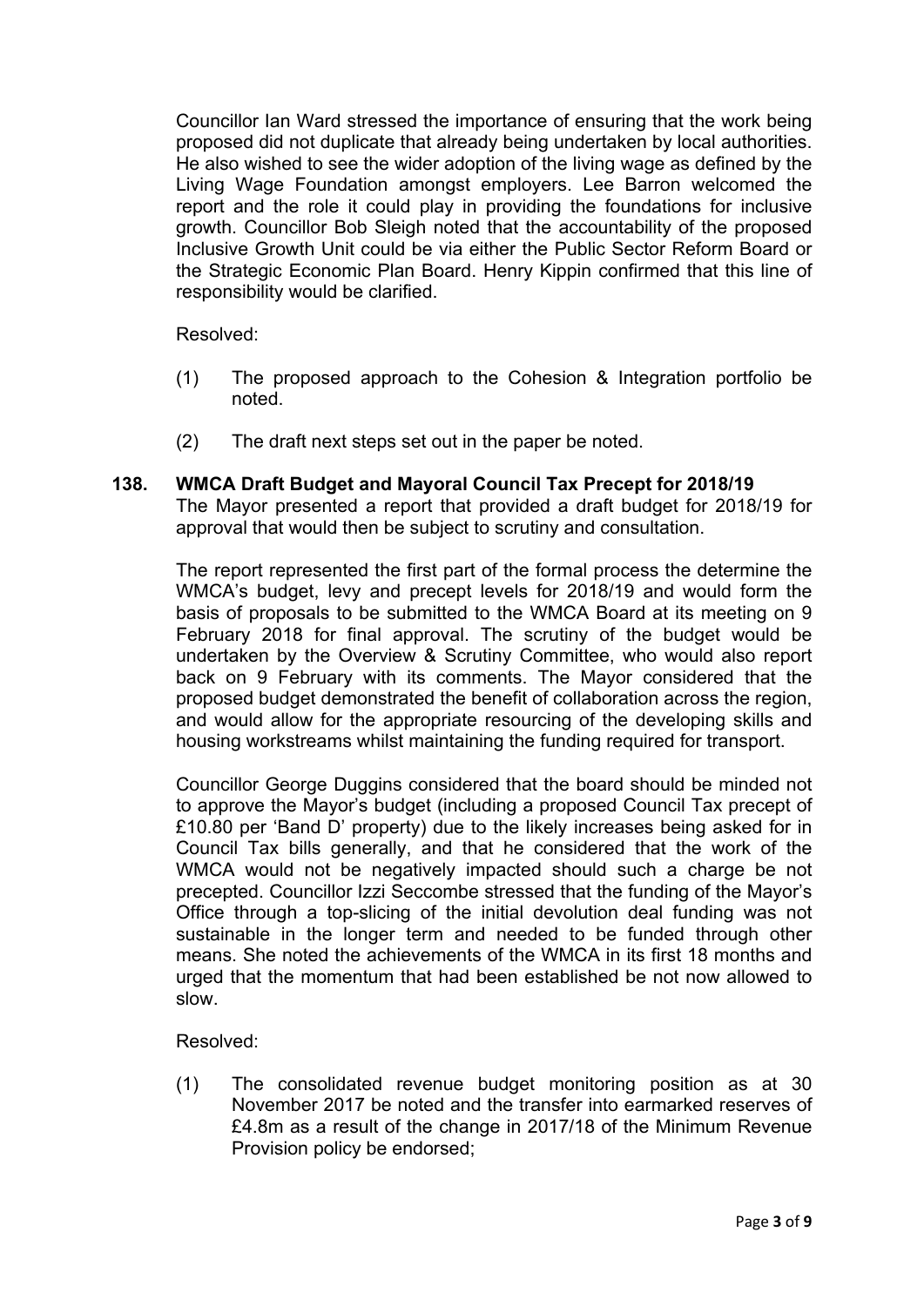Councillor Ian Ward stressed the importance of ensuring that the work being proposed did not duplicate that already being undertaken by local authorities. He also wished to see the wider adoption of the living wage as defined by the Living Wage Foundation amongst employers. Lee Barron welcomed the report and the role it could play in providing the foundations for inclusive growth. Councillor Bob Sleigh noted that the accountability of the proposed Inclusive Growth Unit could be via either the Public Sector Reform Board or the Strategic Economic Plan Board. Henry Kippin confirmed that this line of responsibility would be clarified.

Resolved:

(1) The proposed approach to the Cohesion & Integration portfolio be noted.

(2) The draft next steps set out in the paper be noted.

### 138. WMCA Draft Budget and Mayoral Council Tax Precept for 2018/19

The Mayor presented a report that provided a draft budget for 2018/19 for approval that would then be subject to scrutiny and consultation.

The report represented the first part of the formal process the determine the WMCA's budget, levy and precept levels for 2018/19 and would form the basis of proposals to be submitted to the WMCA Board at its meeting on 9 February 2018 for final approval. The scrutiny of the budget would be undertaken by the Overview & Scrutiny Committee, who would also report back on 9 February with its comments. The Mayor considered that the proposed budget demonstrated the benefit of collaboration across the region, and would allow for the appropriate resourcing of the developing skills and housing workstreams whilst maintaining the funding required for transport.

Councillor George Duggins considered that the board should be minded not to approve the Mayor's budget (including a proposed Council Tax precept of £10.80 per 'Band D' property) due to the likely increases being asked for in Council Tax bills generally, and that he considered that the work of the WMCA would not be negatively impacted should such a charge be not precepted. Councillor Izzi Seccombe stressed that the funding of the Mayor's Office through a top-slicing of the initial devolution deal funding was not sustainable in the longer term and needed to be funded through other means. She noted the achievements of the WMCA in its first 18 months and urged that the momentum that had been established be not now allowed to slow.

Resolved:

(1) The consolidated revenue budget monitoring position as at 30 November 2017 be noted and the transfer into earmarked reserves of £4.8m as a result of the change in 2017/18 of the Minimum Revenue Provision policy be endorsed;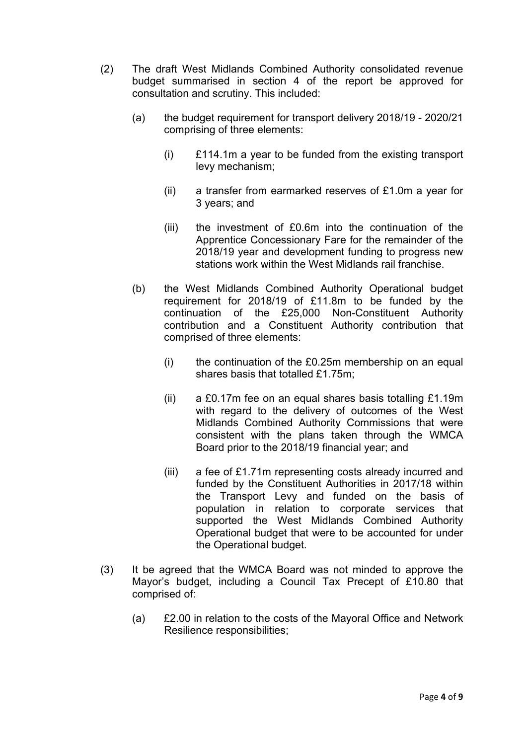(2) The draft West Midlands Combined Authority consolidated revenue budget summarised in section 4 of the report be approved for consultation and scrutiny. This included:

   (a) the budget requirement for transport delivery 2018/19 - 2020/21 comprising of three elements:

      (i) £114.1m a year to be funded from the existing transport levy mechanism;

      (ii) a transfer from earmarked reserves of £1.0m a year for 3 years; and

      (iii) the investment of £0.6m into the continuation of the Apprentice Concessionary Fare for the remainder of the 2018/19 year and development funding to progress new stations work within the West Midlands rail franchise.

   (b) the West Midlands Combined Authority Operational budget requirement for 2018/19 of £11.8m to be funded by the continuation of the £25,000 Non-Constituent Authority contribution and a Constituent Authority contribution that comprised of three elements:

      (i) the continuation of the £0.25m membership on an equal shares basis that totalled £1.75m;

      (ii) a £0.17m fee on an equal shares basis totalling £1.19m with regard to the delivery of outcomes of the West Midlands Combined Authority Commissions that were consistent with the plans taken through the WMCA Board prior to the 2018/19 financial year; and

      (iii) a fee of £1.71m representing costs already incurred and funded by the Constituent Authorities in 2017/18 within the Transport Levy and funded on the basis of population in relation to corporate services that supported the West Midlands Combined Authority Operational budget that were to be accounted for under the Operational budget.

(3) It be agreed that the WMCA Board was not minded to approve the Mayor's budget, including a Council Tax Precept of £10.80 that comprised of:

   (a) £2.00 in relation to the costs of the Mayoral Office and Network Resilience responsibilities;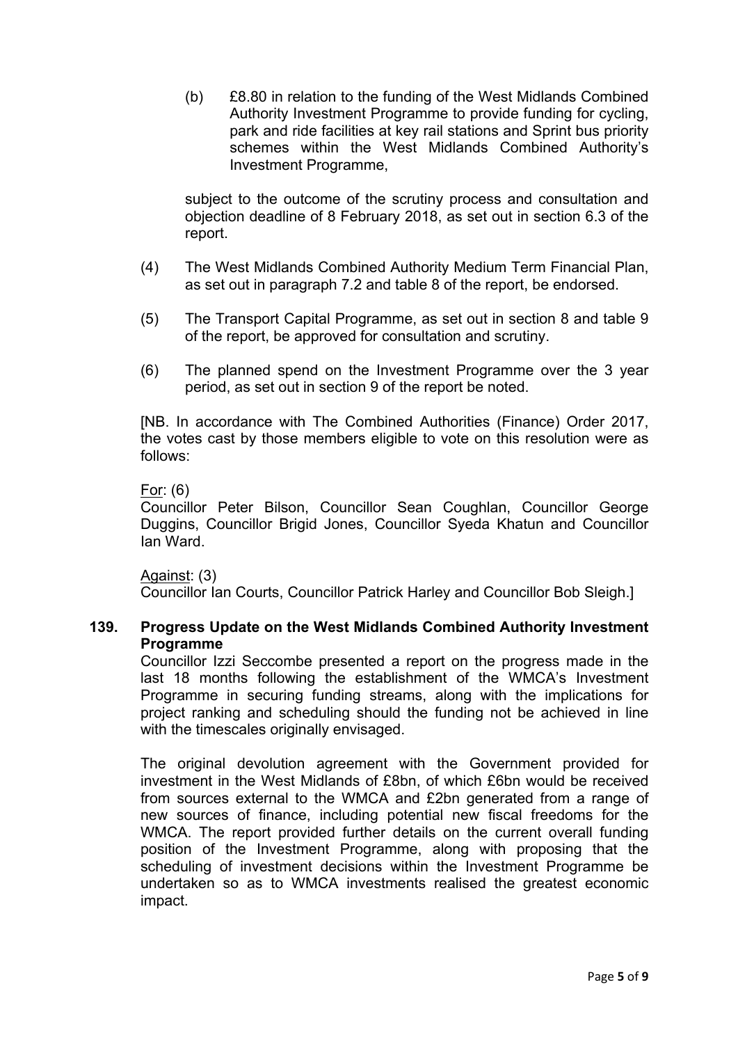(b) £8.80 in relation to the funding of the West Midlands Combined Authority Investment Programme to provide funding for cycling, park and ride facilities at key rail stations and Sprint bus priority schemes within the West Midlands Combined Authority's Investment Programme,

subject to the outcome of the scrutiny process and consultation and objection deadline of 8 February 2018, as set out in section 6.3 of the report.

(4) The West Midlands Combined Authority Medium Term Financial Plan, as set out in paragraph 7.2 and table 8 of the report, be endorsed.

(5) The Transport Capital Programme, as set out in section 8 and table 9 of the report, be approved for consultation and scrutiny.

(6) The planned spend on the Investment Programme over the 3 year period, as set out in section 9 of the report be noted.

[NB. In accordance with The Combined Authorities (Finance) Order 2017, the votes cast by those members eligible to vote on this resolution were as follows:

For: (6)
Councillor Peter Bilson, Councillor Sean Coughlan, Councillor George Duggins, Councillor Brigid Jones, Councillor Syeda Khatun and Councillor Ian Ward.

Against: (3)
Councillor Ian Courts, Councillor Patrick Harley and Councillor Bob Sleigh.]

**139. Progress Update on the West Midlands Combined Authority Investment Programme**

Councillor Izzi Seccombe presented a report on the progress made in the last 18 months following the establishment of the WMCA's Investment Programme in securing funding streams, along with the implications for project ranking and scheduling should the funding not be achieved in line with the timescales originally envisaged.

The original devolution agreement with the Government provided for investment in the West Midlands of £8bn, of which £6bn would be received from sources external to the WMCA and £2bn generated from a range of new sources of finance, including potential new fiscal freedoms for the WMCA. The report provided further details on the current overall funding position of the Investment Programme, along with proposing that the scheduling of investment decisions within the Investment Programme be undertaken so as to WMCA investments realised the greatest economic impact.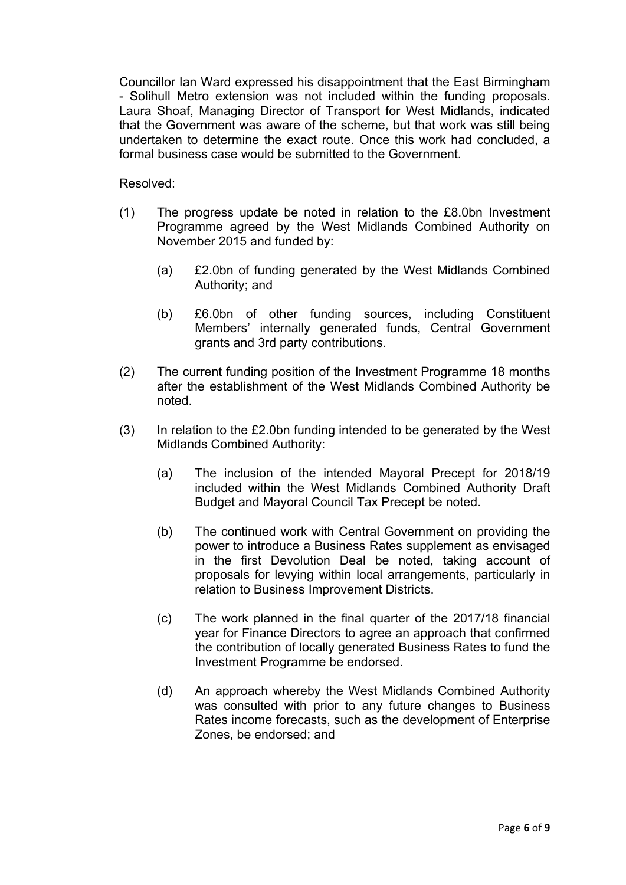Councillor Ian Ward expressed his disappointment that the East Birmingham - Solihull Metro extension was not included within the funding proposals. Laura Shoaf, Managing Director of Transport for West Midlands, indicated that the Government was aware of the scheme, but that work was still being undertaken to determine the exact route. Once this work had concluded, a formal business case would be submitted to the Government.

Resolved:

(1) The progress update be noted in relation to the £8.0bn Investment Programme agreed by the West Midlands Combined Authority on November 2015 and funded by:

  (a) £2.0bn of funding generated by the West Midlands Combined Authority; and

  (b) £6.0bn of other funding sources, including Constituent Members' internally generated funds, Central Government grants and 3rd party contributions.

(2) The current funding position of the Investment Programme 18 months after the establishment of the West Midlands Combined Authority be noted.

(3) In relation to the £2.0bn funding intended to be generated by the West Midlands Combined Authority:

  (a) The inclusion of the intended Mayoral Precept for 2018/19 included within the West Midlands Combined Authority Draft Budget and Mayoral Council Tax Precept be noted.

  (b) The continued work with Central Government on providing the power to introduce a Business Rates supplement as envisaged in the first Devolution Deal be noted, taking account of proposals for levying within local arrangements, particularly in relation to Business Improvement Districts.

  (c) The work planned in the final quarter of the 2017/18 financial year for Finance Directors to agree an approach that confirmed the contribution of locally generated Business Rates to fund the Investment Programme be endorsed.

  (d) An approach whereby the West Midlands Combined Authority was consulted with prior to any future changes to Business Rates income forecasts, such as the development of Enterprise Zones, be endorsed; and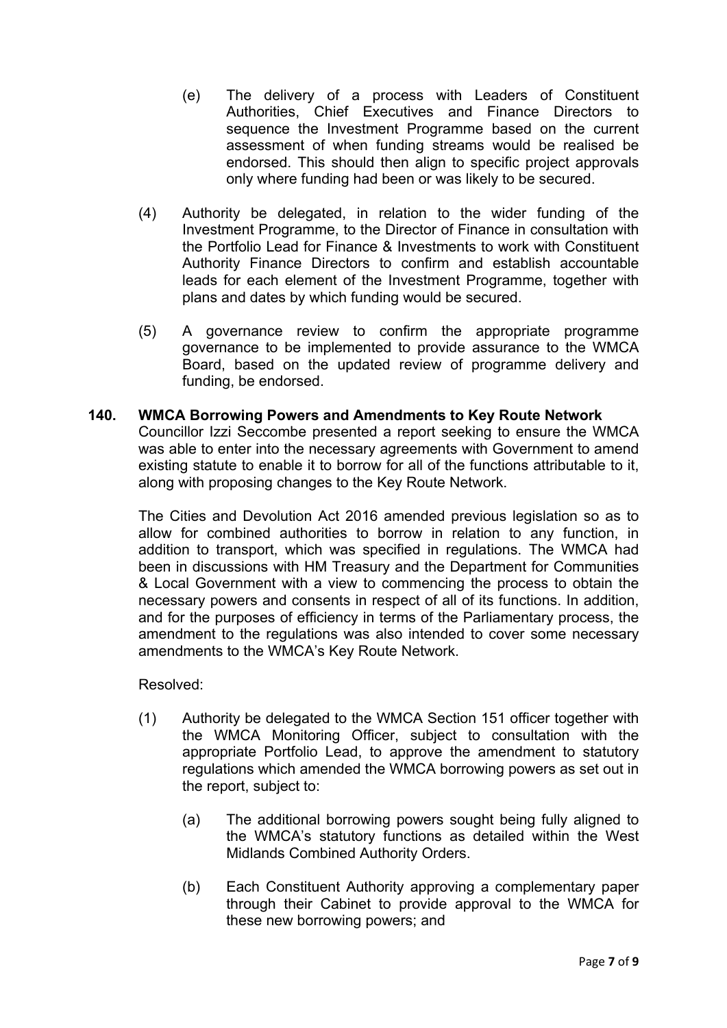(e) The delivery of a process with Leaders of Constituent Authorities, Chief Executives and Finance Directors to sequence the Investment Programme based on the current assessment of when funding streams would be realised be endorsed. This should then align to specific project approvals only where funding had been or was likely to be secured.

(4) Authority be delegated, in relation to the wider funding of the Investment Programme, to the Director of Finance in consultation with the Portfolio Lead for Finance & Investments to work with Constituent Authority Finance Directors to confirm and establish accountable leads for each element of the Investment Programme, together with plans and dates by which funding would be secured.

(5) A governance review to confirm the appropriate programme governance to be implemented to provide assurance to the WMCA Board, based on the updated review of programme delivery and funding, be endorsed.

**140. WMCA Borrowing Powers and Amendments to Key Route Network**

Councillor Izzi Seccombe presented a report seeking to ensure the WMCA was able to enter into the necessary agreements with Government to amend existing statute to enable it to borrow for all of the functions attributable to it, along with proposing changes to the Key Route Network.

The Cities and Devolution Act 2016 amended previous legislation so as to allow for combined authorities to borrow in relation to any function, in addition to transport, which was specified in regulations. The WMCA had been in discussions with HM Treasury and the Department for Communities & Local Government with a view to commencing the process to obtain the necessary powers and consents in respect of all of its functions. In addition, and for the purposes of efficiency in terms of the Parliamentary process, the amendment to the regulations was also intended to cover some necessary amendments to the WMCA's Key Route Network.

Resolved:

(1) Authority be delegated to the WMCA Section 151 officer together with the WMCA Monitoring Officer, subject to consultation with the appropriate Portfolio Lead, to approve the amendment to statutory regulations which amended the WMCA borrowing powers as set out in the report, subject to:

(a) The additional borrowing powers sought being fully aligned to the WMCA's statutory functions as detailed within the West Midlands Combined Authority Orders.

(b) Each Constituent Authority approving a complementary paper through their Cabinet to provide approval to the WMCA for these new borrowing powers; and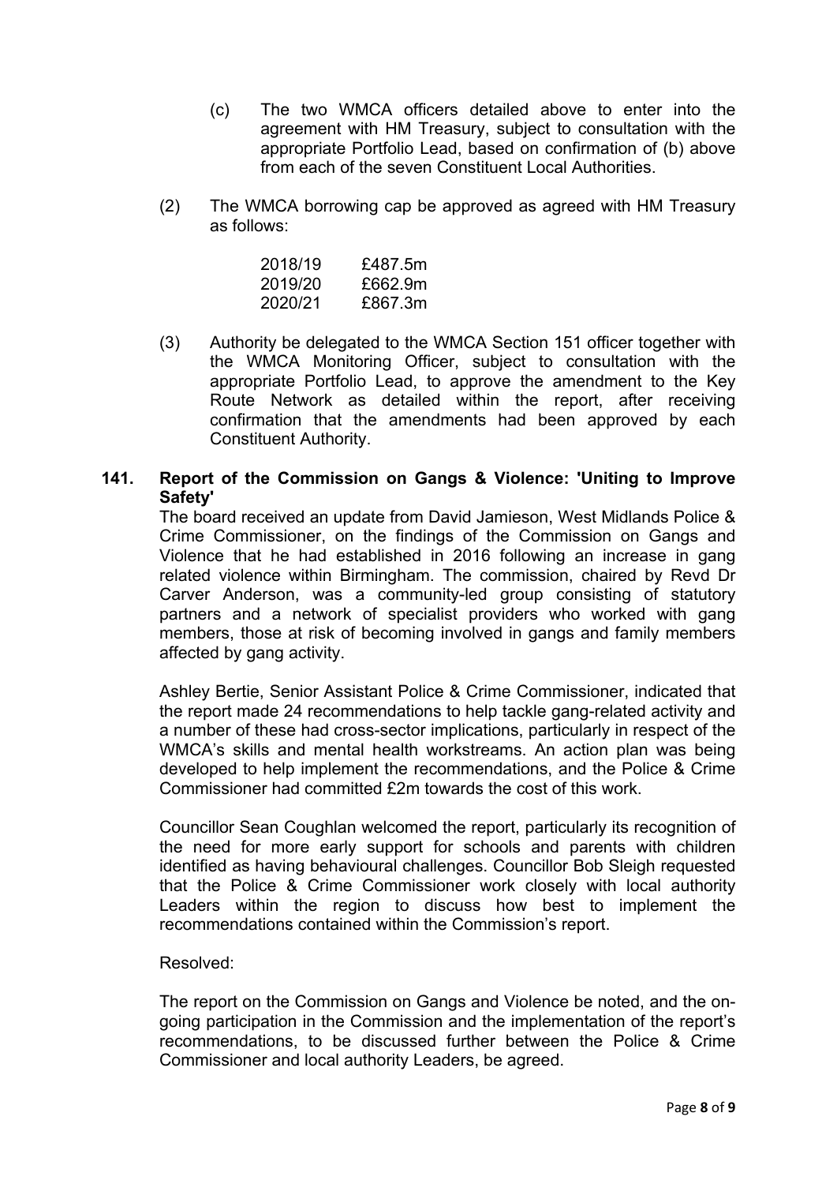(c) The two WMCA officers detailed above to enter into the agreement with HM Treasury, subject to consultation with the appropriate Portfolio Lead, based on confirmation of (b) above from each of the seven Constituent Local Authorities.

(2) The WMCA borrowing cap be approved as agreed with HM Treasury as follows:

| | |
|---|---|
| 2018/19 | £487.5m |
| 2019/20 | £662.9m |
| 2020/21 | £867.3m |

(3) Authority be delegated to the WMCA Section 151 officer together with the WMCA Monitoring Officer, subject to consultation with the appropriate Portfolio Lead, to approve the amendment to the Key Route Network as detailed within the report, after receiving confirmation that the amendments had been approved by each Constituent Authority.

## 141. Report of the Commission on Gangs & Violence: 'Uniting to Improve Safety'

The board received an update from David Jamieson, West Midlands Police & Crime Commissioner, on the findings of the Commission on Gangs and Violence that he had established in 2016 following an increase in gang related violence within Birmingham. The commission, chaired by Revd Dr Carver Anderson, was a community-led group consisting of statutory partners and a network of specialist providers who worked with gang members, those at risk of becoming involved in gangs and family members affected by gang activity.

Ashley Bertie, Senior Assistant Police & Crime Commissioner, indicated that the report made 24 recommendations to help tackle gang-related activity and a number of these had cross-sector implications, particularly in respect of the WMCA's skills and mental health workstreams. An action plan was being developed to help implement the recommendations, and the Police & Crime Commissioner had committed £2m towards the cost of this work.

Councillor Sean Coughlan welcomed the report, particularly its recognition of the need for more early support for schools and parents with children identified as having behavioural challenges. Councillor Bob Sleigh requested that the Police & Crime Commissioner work closely with local authority Leaders within the region to discuss how best to implement the recommendations contained within the Commission's report.

Resolved:

The report on the Commission on Gangs and Violence be noted, and the on-going participation in the Commission and the implementation of the report's recommendations, to be discussed further between the Police & Crime Commissioner and local authority Leaders, be agreed.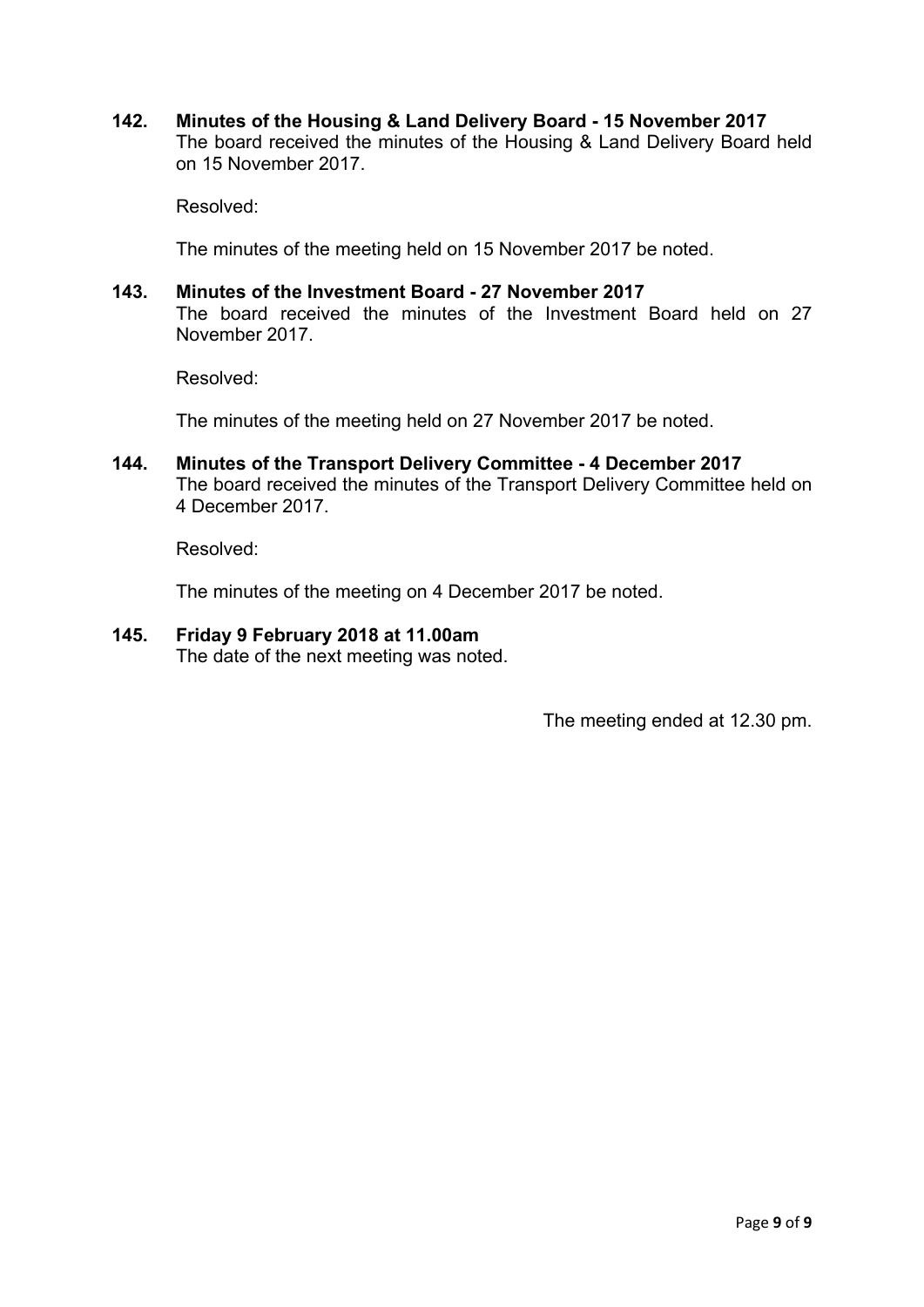**142. Minutes of the Housing & Land Delivery Board - 15 November 2017**

The board received the minutes of the Housing & Land Delivery Board held on 15 November 2017.

Resolved:

The minutes of the meeting held on 15 November 2017 be noted.

**143. Minutes of the Investment Board - 27 November 2017**

The board received the minutes of the Investment Board held on 27 November 2017.

Resolved:

The minutes of the meeting held on 27 November 2017 be noted.

**144. Minutes of the Transport Delivery Committee - 4 December 2017**

The board received the minutes of the Transport Delivery Committee held on 4 December 2017.

Resolved:

The minutes of the meeting on 4 December 2017 be noted.

**145. Friday 9 February 2018 at 11.00am**

The date of the next meeting was noted.

The meeting ended at 12.30 pm.